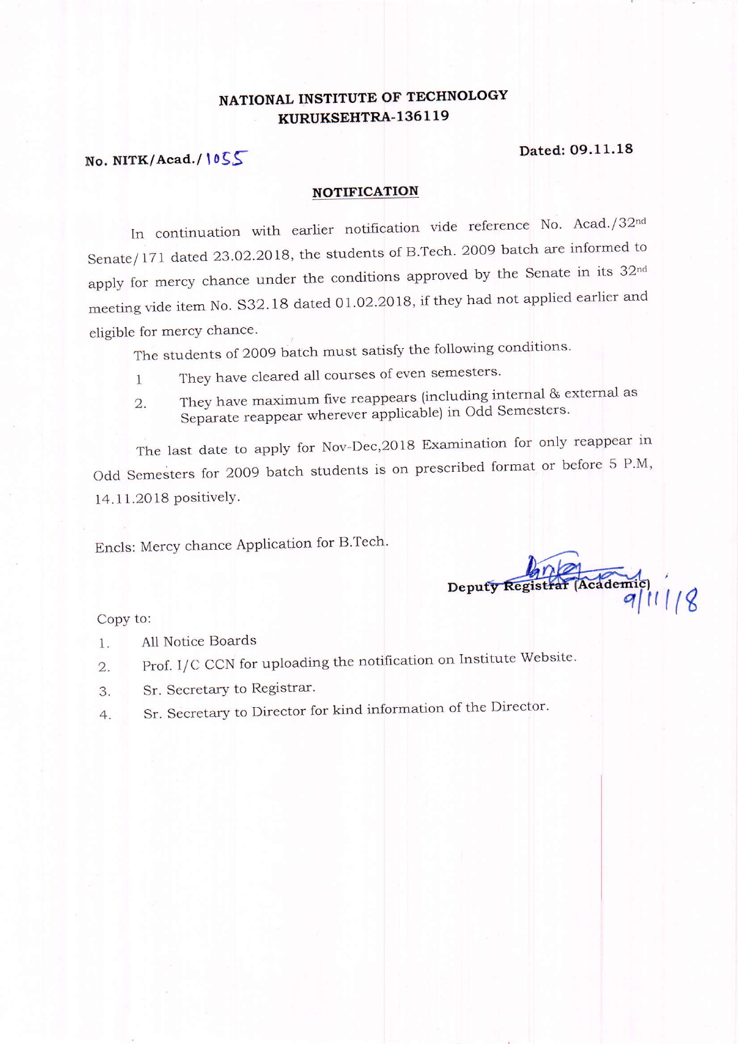**NATIONAL INSTITUTE OF TECHNOLOGY**
**KURUKSEHTRA-136119**

**No. NITK/Acad./1055** **Dated: 09.11.18**

## NOTIFICATION

In continuation with earlier notification vide reference No. Acad./32nd Senate/171 dated 23.02.2018, the students of B.Tech. 2009 batch are informed to apply for mercy chance under the conditions approved by the Senate in its 32nd meeting vide item No. S32.18 dated 01.02.2018, if they had not applied earlier and eligible for mercy chance.

The students of 2009 batch must satisfy the following conditions.

1. They have cleared all courses of even semesters.
2. They have maximum five reappears (including internal & external as Separate reappear wherever applicable) in Odd Semesters.

The last date to apply for Nov-Dec,2018 Examination for only reappear in Odd Semesters for 2009 batch students is on prescribed format or before 5 P.M, 14.11.2018 positively.

Encls: Mercy chance Application for B.Tech.

Deputy Registrar (Academic)
9/11/18

Copy to:

1. All Notice Boards
2. Prof. I/C CCN for uploading the notification on Institute Website.
3. Sr. Secretary to Registrar.
4. Sr. Secretary to Director for kind information of the Director.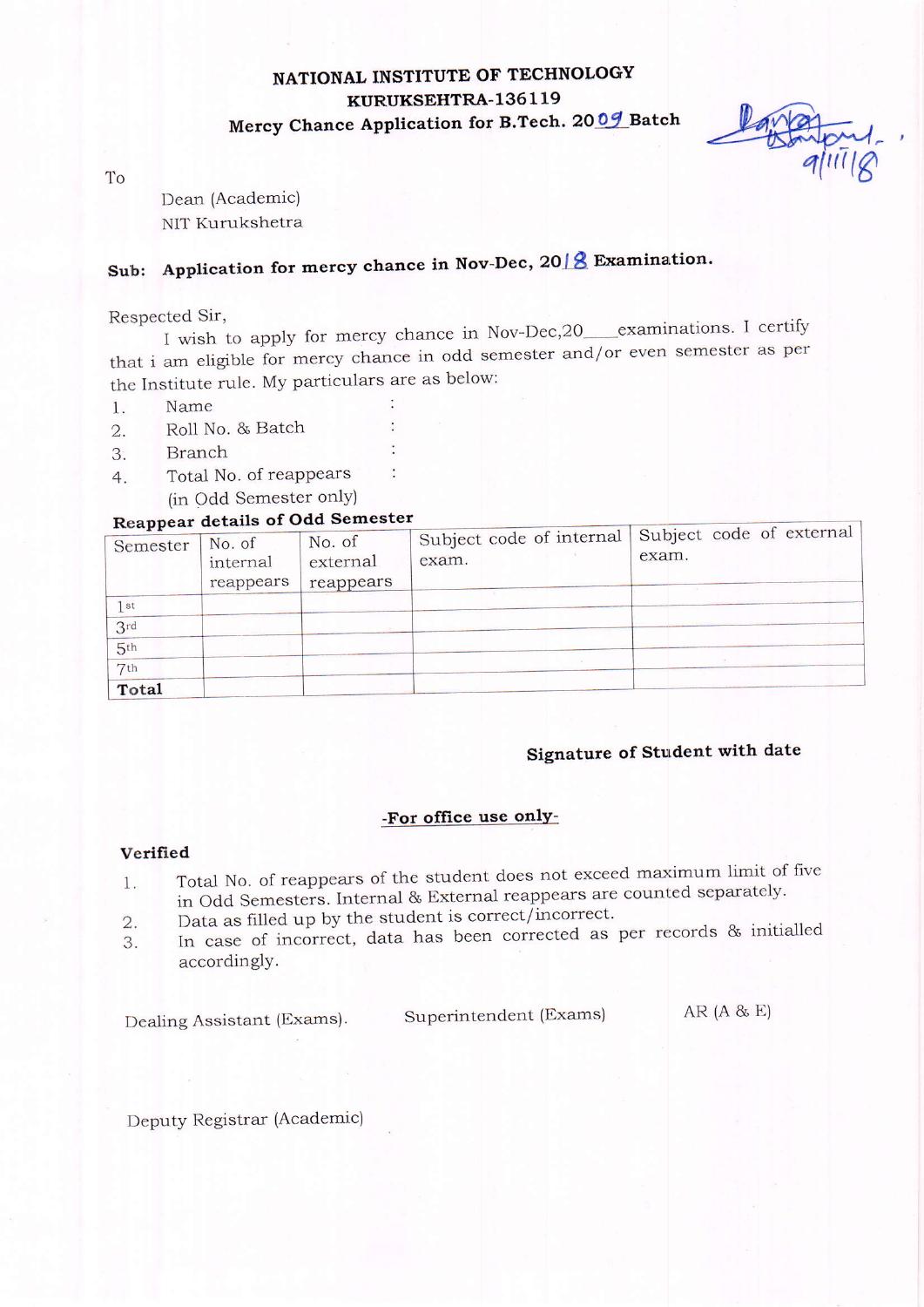**NATIONAL INSTITUTE OF TECHNOLOGY**
**KURUKSEHTRA-136119**
**Mercy Chance Application for B.Tech. 2009 Batch**

Pankaj Bhardwaj 9/11/18

To

Dean (Academic)
NIT Kurukshetra

**Sub: Application for mercy chance in Nov-Dec, 2018 Examination.**

Respected Sir,

I wish to apply for mercy chance in Nov-Dec,20____examinations. I certify that i am eligible for mercy chance in odd semester and/or even semester as per the Institute rule. My particulars are as below:

1. Name :
2. Roll No. & Batch :
3. Branch :
4. Total No. of reappears (in Odd Semester only) :

**Reappear details of Odd Semester**

| Semester | No. of internal reappears | No. of external reappears | Subject code of internal exam. | Subject code of external exam. |
|---|---|---|---|---|
| 1st | | | | |
| 3rd | | | | |
| 5th | | | | |
| 7th | | | | |
| **Total** | | | | |

**Signature of Student with date**

**-For office use only-**

**Verified**

1. Total No. of reappears of the student does not exceed maximum limit of five in Odd Semesters. Internal & External reappears are counted separately.
2. Data as filled up by the student is correct/incorrect.
3. In case of incorrect, data has been corrected as per records & initialled accordingly.

Dealing Assistant (Exams). Superintendent (Exams) AR (A & E)

Deputy Registrar (Academic)